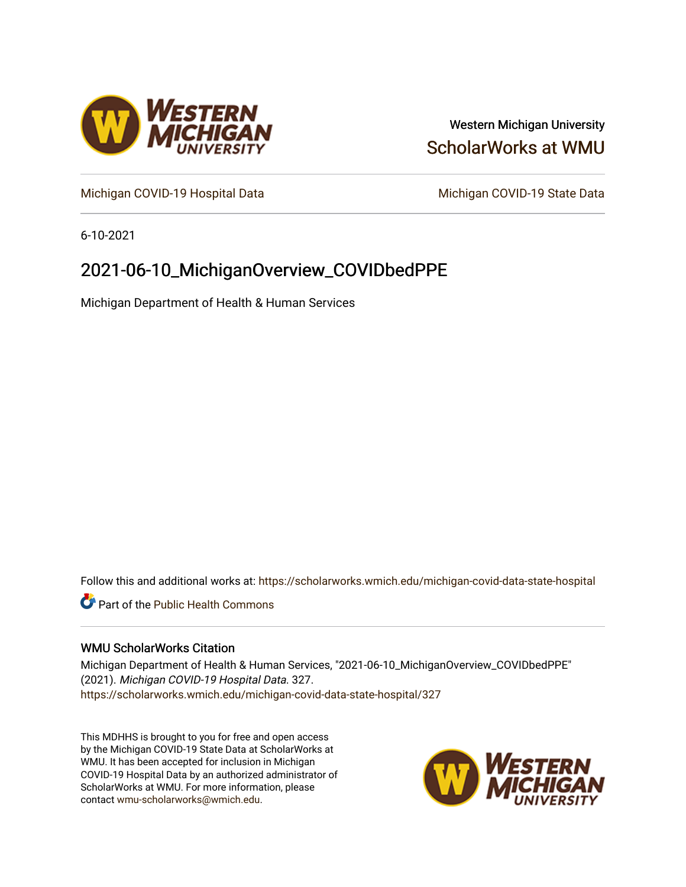Western Michigan University

ScholarWorks at WMU

Michigan COVID-19 Hospital Data

Michigan COVID-19 State Data

6-10-2021

# 2021-06-10_MichiganOverview_COVIDbedPPE

Michigan Department of Health & Human Services

Follow this and additional works at: https://scholarworks.wmich.edu/michigan-covid-data-state-hospital

Part of the Public Health Commons

## WMU ScholarWorks Citation

Michigan Department of Health & Human Services, "2021-06-10_MichiganOverview_COVIDbedPPE" (2021). *Michigan COVID-19 Hospital Data*. 327.
https://scholarworks.wmich.edu/michigan-covid-data-state-hospital/327

This MDHHS is brought to you for free and open access by the Michigan COVID-19 State Data at ScholarWorks at WMU. It has been accepted for inclusion in Michigan COVID-19 Hospital Data by an authorized administrator of ScholarWorks at WMU. For more information, please contact wmu-scholarworks@wmich.edu.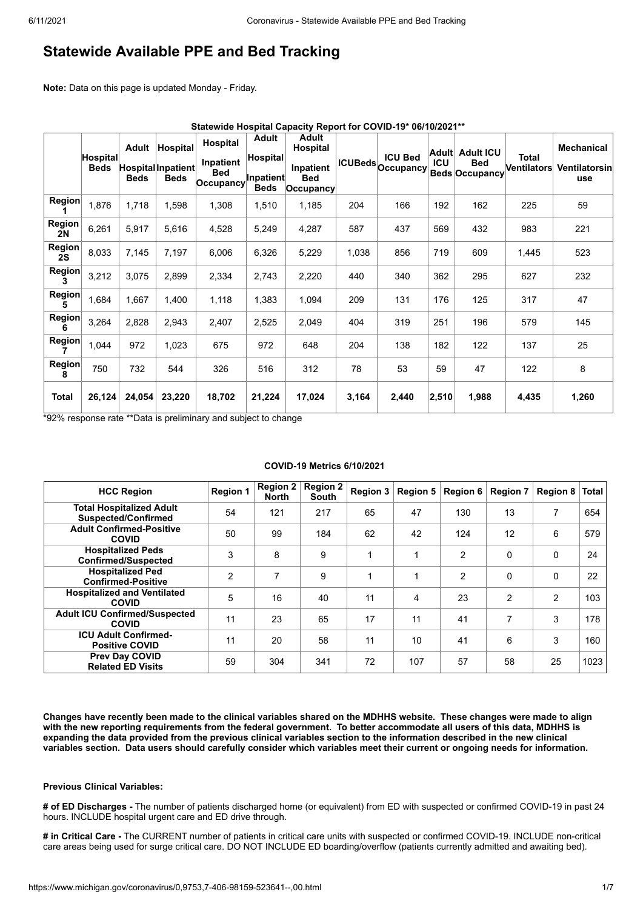# Statewide Available PPE and Bed Tracking

**Note:** Data on this page is updated Monday - Friday.

**Statewide Hospital Capacity Report for COVID-19* 06/10/2021****

| | Hospital Beds | Adult Hospital Beds | Hospital Inpatient Beds | Hospital Inpatient Bed Occupancy | Adult Hospital Inpatient Beds | Adult Hospital Inpatient Bed Occupancy | ICUBeds | ICU Bed Occupancy | Adult ICU Beds | Adult ICU Bed Occupancy | Total Ventilators | Mechanical Ventilatorsin use |
|---|---|---|---|---|---|---|---|---|---|---|---|---|
| **Region 1** | 1,876 | 1,718 | 1,598 | 1,308 | 1,510 | 1,185 | 204 | 166 | 192 | 162 | 225 | 59 |
| **Region 2N** | 6,261 | 5,917 | 5,616 | 4,528 | 5,249 | 4,287 | 587 | 437 | 569 | 432 | 983 | 221 |
| **Region 2S** | 8,033 | 7,145 | 7,197 | 6,006 | 6,326 | 5,229 | 1,038 | 856 | 719 | 609 | 1,445 | 523 |
| **Region 3** | 3,212 | 3,075 | 2,899 | 2,334 | 2,743 | 2,220 | 440 | 340 | 362 | 295 | 627 | 232 |
| **Region 5** | 1,684 | 1,667 | 1,400 | 1,118 | 1,383 | 1,094 | 209 | 131 | 176 | 125 | 317 | 47 |
| **Region 6** | 3,264 | 2,828 | 2,943 | 2,407 | 2,525 | 2,049 | 404 | 319 | 251 | 196 | 579 | 145 |
| **Region 7** | 1,044 | 972 | 1,023 | 675 | 972 | 648 | 204 | 138 | 182 | 122 | 137 | 25 |
| **Region 8** | 750 | 732 | 544 | 326 | 516 | 312 | 78 | 53 | 59 | 47 | 122 | 8 |
| **Total** | **26,124** | **24,054** | **23,220** | **18,702** | **21,224** | **17,024** | **3,164** | **2,440** | **2,510** | **1,988** | **4,435** | **1,260** |

*92% response rate **Data is preliminary and subject to change

**COVID-19 Metrics 6/10/2021**

| HCC Region | Region 1 | Region 2 North | Region 2 South | Region 3 | Region 5 | Region 6 | Region 7 | Region 8 | Total |
|---|---|---|---|---|---|---|---|---|---|
| **Total Hospitalized Adult Suspected/Confirmed** | 54 | 121 | 217 | 65 | 47 | 130 | 13 | 7 | 654 |
| **Adult Confirmed-Positive COVID** | 50 | 99 | 184 | 62 | 42 | 124 | 12 | 6 | 579 |
| **Hospitalized Peds Confirmed/Suspected** | 3 | 8 | 9 | 1 | 1 | 2 | 0 | 0 | 24 |
| **Hospitalized Ped Confirmed-Positive** | 2 | 7 | 9 | 1 | 1 | 2 | 0 | 0 | 22 |
| **Hospitalized and Ventilated COVID** | 5 | 16 | 40 | 11 | 4 | 23 | 2 | 2 | 103 |
| **Adult ICU Confirmed/Suspected COVID** | 11 | 23 | 65 | 17 | 11 | 41 | 7 | 3 | 178 |
| **ICU Adult Confirmed-Positive COVID** | 11 | 20 | 58 | 11 | 10 | 41 | 6 | 3 | 160 |
| **Prev Day COVID Related ED Visits** | 59 | 304 | 341 | 72 | 107 | 57 | 58 | 25 | 1023 |

**Changes have recently been made to the clinical variables shared on the MDHHS website. These changes were made to align with the new reporting requirements from the federal government. To better accommodate all users of this data, MDHHS is expanding the data provided from the previous clinical variables section to the information described in the new clinical variables section. Data users should carefully consider which variables meet their current or ongoing needs for information.**

**Previous Clinical Variables:**

**# of ED Discharges -** The number of patients discharged home (or equivalent) from ED with suspected or confirmed COVID-19 in past 24 hours. INCLUDE hospital urgent care and ED drive through.

**# in Critical Care -** The CURRENT number of patients in critical care units with suspected or confirmed COVID-19. INCLUDE non-critical care areas being used for surge critical care. DO NOT INCLUDE ED boarding/overflow (patients currently admitted and awaiting bed).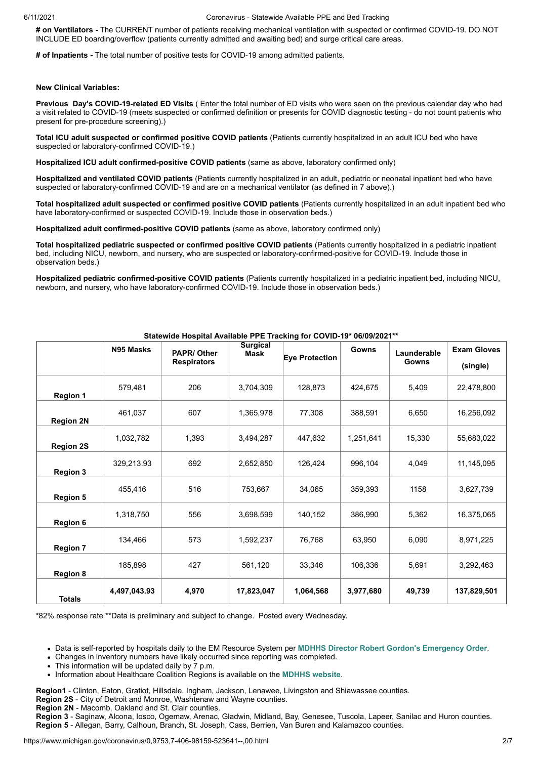**# on Ventilators -** The CURRENT number of patients receiving mechanical ventilation with suspected or confirmed COVID-19. DO NOT INCLUDE ED boarding/overflow (patients currently admitted and awaiting bed) and surge critical care areas.

**# of Inpatients -** The total number of positive tests for COVID-19 among admitted patients.

**New Clinical Variables:**

**Previous Day's COVID-19-related ED Visits** ( Enter the total number of ED visits who were seen on the previous calendar day who had a visit related to COVID-19 (meets suspected or confirmed definition or presents for COVID diagnostic testing - do not count patients who present for pre-procedure screening).)

**Total ICU adult suspected or confirmed positive COVID patients** (Patients currently hospitalized in an adult ICU bed who have suspected or laboratory-confirmed COVID-19.)

**Hospitalized ICU adult confirmed-positive COVID patients** (same as above, laboratory confirmed only)

**Hospitalized and ventilated COVID patients** (Patients currently hospitalized in an adult, pediatric or neonatal inpatient bed who have suspected or laboratory-confirmed COVID-19 and are on a mechanical ventilator (as defined in 7 above).)

**Total hospitalized adult suspected or confirmed positive COVID patients** (Patients currently hospitalized in an adult inpatient bed who have laboratory-confirmed or suspected COVID-19. Include those in observation beds.)

**Hospitalized adult confirmed-positive COVID patients** (same as above, laboratory confirmed only)

**Total hospitalized pediatric suspected or confirmed positive COVID patients** (Patients currently hospitalized in a pediatric inpatient bed, including NICU, newborn, and nursery, who are suspected or laboratory-confirmed-positive for COVID-19. Include those in observation beds.)

**Hospitalized pediatric confirmed-positive COVID patients** (Patients currently hospitalized in a pediatric inpatient bed, including NICU, newborn, and nursery, who have laboratory-confirmed COVID-19. Include those in observation beds.)

**Statewide Hospital Available PPE Tracking for COVID-19* 06/09/2021****

| | N95 Masks | PAPR/ Other Respirators | Surgical Mask | Eye Protection | Gowns | Launderable Gowns | Exam Gloves (single) |
|---|---|---|---|---|---|---|---|
| **Region 1** | 579,481 | 206 | 3,704,309 | 128,873 | 424,675 | 5,409 | 22,478,800 |
| **Region 2N** | 461,037 | 607 | 1,365,978 | 77,308 | 388,591 | 6,650 | 16,256,092 |
| **Region 2S** | 1,032,782 | 1,393 | 3,494,287 | 447,632 | 1,251,641 | 15,330 | 55,683,022 |
| **Region 3** | 329,213.93 | 692 | 2,652,850 | 126,424 | 996,104 | 4,049 | 11,145,095 |
| **Region 5** | 455,416 | 516 | 753,667 | 34,065 | 359,393 | 1158 | 3,627,739 |
| **Region 6** | 1,318,750 | 556 | 3,698,599 | 140,152 | 386,990 | 5,362 | 16,375,065 |
| **Region 7** | 134,466 | 573 | 1,592,237 | 76,768 | 63,950 | 6,090 | 8,971,225 |
| **Region 8** | 185,898 | 427 | 561,120 | 33,346 | 106,336 | 5,691 | 3,292,463 |
| **Totals** | **4,497,043.93** | **4,970** | **17,823,047** | **1,064,568** | **3,977,680** | **49,739** | **137,829,501** |

*82% response rate **Data is preliminary and subject to change. Posted every Wednesday.

- Data is self-reported by hospitals daily to the EM Resource System per **MDHHS Director Robert Gordon's Emergency Order**.
- Changes in inventory numbers have likely occurred since reporting was completed.
- This information will be updated daily by 7 p.m.
- Information about Healthcare Coalition Regions is available on the **MDHHS website**.

**Region1** - Clinton, Eaton, Gratiot, Hillsdale, Ingham, Jackson, Lenawee, Livingston and Shiawassee counties.
**Region 2S** - City of Detroit and Monroe, Washtenaw and Wayne counties.
**Region 2N** - Macomb, Oakland and St. Clair counties.
**Region 3** - Saginaw, Alcona, Iosco, Ogemaw, Arenac, Gladwin, Midland, Bay, Genesee, Tuscola, Lapeer, Sanilac and Huron counties.
**Region 5** - Allegan, Barry, Calhoun, Branch, St. Joseph, Cass, Berrien, Van Buren and Kalamazoo counties.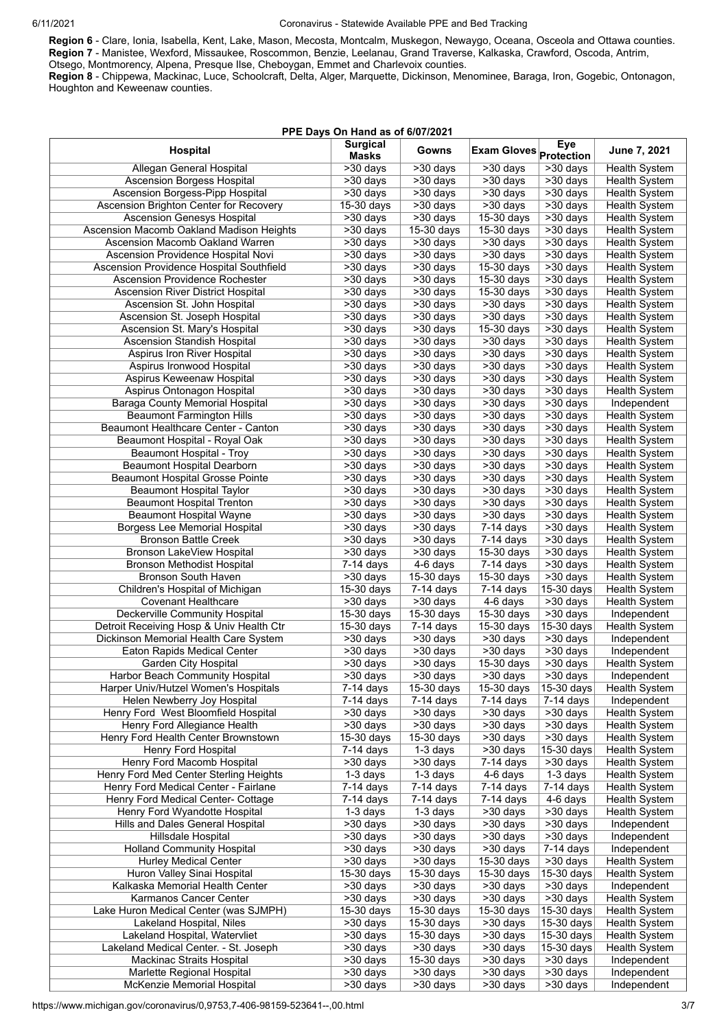**Region 6** - Clare, Ionia, Isabella, Kent, Lake, Mason, Mecosta, Montcalm, Muskegon, Newaygo, Oceana, Osceola and Ottawa counties.
**Region 7** - Manistee, Wexford, Missaukee, Roscommon, Benzie, Leelanau, Grand Traverse, Kalkaska, Crawford, Oscoda, Antrim, Otsego, Montmorency, Alpena, Presque Ilse, Cheboygan, Emmet and Charlevoix counties.
**Region 8** - Chippewa, Mackinac, Luce, Schoolcraft, Delta, Alger, Marquette, Dickinson, Menominee, Baraga, Iron, Gogebic, Ontonagon, Houghton and Keweenaw counties.

**PPE Days On Hand as of 6/07/2021**

| Hospital | Surgical Masks | Gowns | Exam Gloves | Eye Protection | June 7, 2021 |
|---|---|---|---|---|---|
| Allegan General Hospital | >30 days | >30 days | >30 days | >30 days | Health System |
| Ascension Borgess Hospital | >30 days | >30 days | >30 days | >30 days | Health System |
| Ascension Borgess-Pipp Hospital | >30 days | >30 days | >30 days | >30 days | Health System |
| Ascension Brighton Center for Recovery | 15-30 days | >30 days | >30 days | >30 days | Health System |
| Ascension Genesys Hospital | >30 days | >30 days | 15-30 days | >30 days | Health System |
| Ascension Macomb Oakland Madison Heights | >30 days | 15-30 days | 15-30 days | >30 days | Health System |
| Ascension Macomb Oakland Warren | >30 days | >30 days | >30 days | >30 days | Health System |
| Ascension Providence Hospital Novi | >30 days | >30 days | >30 days | >30 days | Health System |
| Ascension Providence Hospital Southfield | >30 days | >30 days | 15-30 days | >30 days | Health System |
| Ascension Providence Rochester | >30 days | >30 days | 15-30 days | >30 days | Health System |
| Ascension River District Hospital | >30 days | >30 days | 15-30 days | >30 days | Health System |
| Ascension St. John Hospital | >30 days | >30 days | >30 days | >30 days | Health System |
| Ascension St. Joseph Hospital | >30 days | >30 days | >30 days | >30 days | Health System |
| Ascension St. Mary's Hospital | >30 days | >30 days | 15-30 days | >30 days | Health System |
| Ascension Standish Hospital | >30 days | >30 days | >30 days | >30 days | Health System |
| Aspirus Iron River Hospital | >30 days | >30 days | >30 days | >30 days | Health System |
| Aspirus Ironwood Hospital | >30 days | >30 days | >30 days | >30 days | Health System |
| Aspirus Keweenaw Hospital | >30 days | >30 days | >30 days | >30 days | Health System |
| Aspirus Ontonagon Hospital | >30 days | >30 days | >30 days | >30 days | Health System |
| Baraga County Memorial Hospital | >30 days | >30 days | >30 days | >30 days | Independent |
| Beaumont Farmington Hills | >30 days | >30 days | >30 days | >30 days | Health System |
| Beaumont Healthcare Center - Canton | >30 days | >30 days | >30 days | >30 days | Health System |
| Beaumont Hospital - Royal Oak | >30 days | >30 days | >30 days | >30 days | Health System |
| Beaumont Hospital - Troy | >30 days | >30 days | >30 days | >30 days | Health System |
| Beaumont Hospital Dearborn | >30 days | >30 days | >30 days | >30 days | Health System |
| Beaumont Hospital Grosse Pointe | >30 days | >30 days | >30 days | >30 days | Health System |
| Beaumont Hospital Taylor | >30 days | >30 days | >30 days | >30 days | Health System |
| Beaumont Hospital Trenton | >30 days | >30 days | >30 days | >30 days | Health System |
| Beaumont Hospital Wayne | >30 days | >30 days | >30 days | >30 days | Health System |
| Borgess Lee Memorial Hospital | >30 days | >30 days | 7-14 days | >30 days | Health System |
| Bronson Battle Creek | >30 days | >30 days | 7-14 days | >30 days | Health System |
| Bronson LakeView Hospital | >30 days | >30 days | 15-30 days | >30 days | Health System |
| Bronson Methodist Hospital | 7-14 days | 4-6 days | 7-14 days | >30 days | Health System |
| Bronson South Haven | >30 days | 15-30 days | 15-30 days | >30 days | Health System |
| Children's Hospital of Michigan | 15-30 days | 7-14 days | 7-14 days | 15-30 days | Health System |
| Covenant Healthcare | >30 days | >30 days | 4-6 days | >30 days | Health System |
| Deckerville Community Hospital | 15-30 days | 15-30 days | 15-30 days | >30 days | Independent |
| Detroit Receiving Hosp & Univ Health Ctr | 15-30 days | 7-14 days | 15-30 days | 15-30 days | Health System |
| Dickinson Memorial Health Care System | >30 days | >30 days | >30 days | >30 days | Independent |
| Eaton Rapids Medical Center | >30 days | >30 days | >30 days | >30 days | Independent |
| Garden City Hospital | >30 days | >30 days | 15-30 days | >30 days | Health System |
| Harbor Beach Community Hospital | >30 days | >30 days | >30 days | >30 days | Independent |
| Harper Univ/Hutzel Women's Hospitals | 7-14 days | 15-30 days | 15-30 days | 15-30 days | Health System |
| Helen Newberry Joy Hospital | 7-14 days | 7-14 days | 7-14 days | 7-14 days | Independent |
| Henry Ford West Bloomfield Hospital | >30 days | >30 days | >30 days | >30 days | Health System |
| Henry Ford Allegiance Health | >30 days | >30 days | >30 days | >30 days | Health System |
| Henry Ford Health Center Brownstown | 15-30 days | 15-30 days | >30 days | >30 days | Health System |
| Henry Ford Hospital | 7-14 days | 1-3 days | >30 days | 15-30 days | Health System |
| Henry Ford Macomb Hospital | >30 days | >30 days | 7-14 days | >30 days | Health System |
| Henry Ford Med Center Sterling Heights | 1-3 days | 1-3 days | 4-6 days | 1-3 days | Health System |
| Henry Ford Medical Center - Fairlane | 7-14 days | 7-14 days | 7-14 days | 7-14 days | Health System |
| Henry Ford Medical Center- Cottage | 7-14 days | 7-14 days | 7-14 days | 4-6 days | Health System |
| Henry Ford Wyandotte Hospital | 1-3 days | 1-3 days | >30 days | >30 days | Health System |
| Hills and Dales General Hospital | >30 days | >30 days | >30 days | >30 days | Independent |
| Hillsdale Hospital | >30 days | >30 days | >30 days | >30 days | Independent |
| Holland Community Hospital | >30 days | >30 days | >30 days | 7-14 days | Independent |
| Hurley Medical Center | >30 days | >30 days | 15-30 days | >30 days | Health System |
| Huron Valley Sinai Hospital | 15-30 days | 15-30 days | 15-30 days | 15-30 days | Health System |
| Kalkaska Memorial Health Center | >30 days | >30 days | >30 days | >30 days | Independent |
| Karmanos Cancer Center | >30 days | >30 days | >30 days | >30 days | Health System |
| Lake Huron Medical Center (was SJMPH) | 15-30 days | 15-30 days | 15-30 days | 15-30 days | Health System |
| Lakeland Hospital, Niles | >30 days | 15-30 days | >30 days | 15-30 days | Health System |
| Lakeland Hospital, Watervliet | >30 days | 15-30 days | >30 days | 15-30 days | Health System |
| Lakeland Medical Center. - St. Joseph | >30 days | >30 days | >30 days | 15-30 days | Health System |
| Mackinac Straits Hospital | >30 days | 15-30 days | >30 days | >30 days | Independent |
| Marlette Regional Hospital | >30 days | >30 days | >30 days | >30 days | Independent |
| McKenzie Memorial Hospital | >30 days | >30 days | >30 days | >30 days | Independent |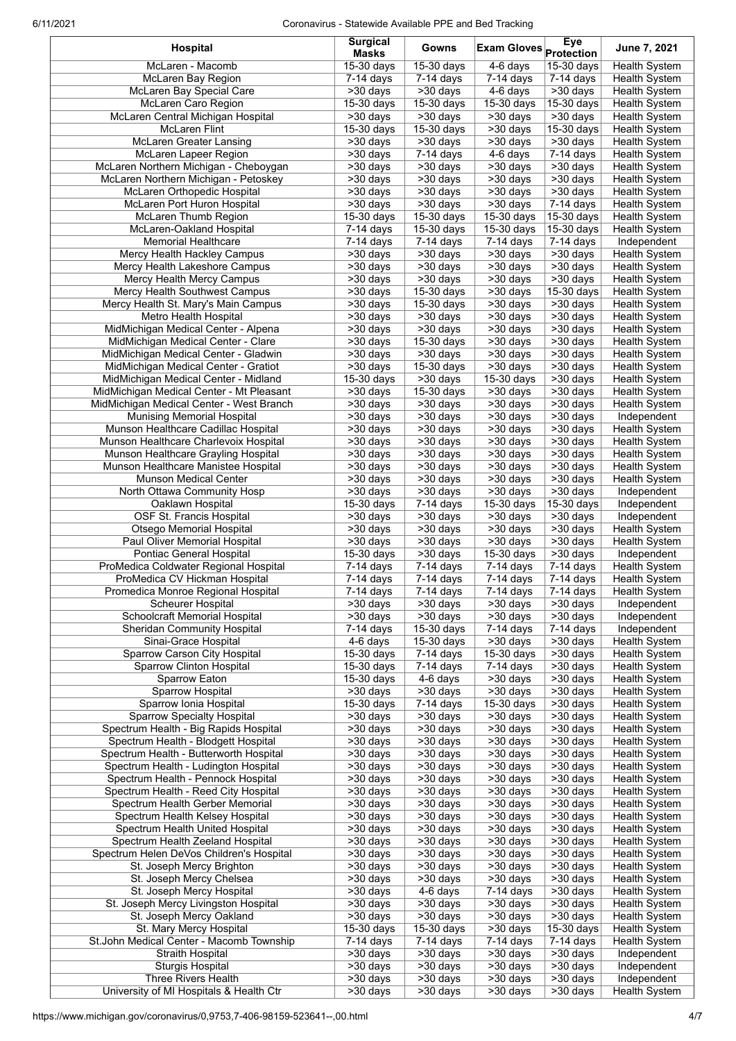| Hospital | Surgical Masks | Gowns | Exam Gloves | Eye Protection | June 7, 2021 |
|---|---|---|---|---|---|
| McLaren - Macomb | 15-30 days | 15-30 days | 4-6 days | 15-30 days | Health System |
| McLaren Bay Region | 7-14 days | 7-14 days | 7-14 days | 7-14 days | Health System |
| McLaren Bay Special Care | >30 days | >30 days | 4-6 days | >30 days | Health System |
| McLaren Caro Region | 15-30 days | 15-30 days | 15-30 days | 15-30 days | Health System |
| McLaren Central Michigan Hospital | >30 days | >30 days | >30 days | >30 days | Health System |
| McLaren Flint | 15-30 days | 15-30 days | >30 days | 15-30 days | Health System |
| McLaren Greater Lansing | >30 days | >30 days | >30 days | >30 days | Health System |
| McLaren Lapeer Region | >30 days | 7-14 days | 4-6 days | 7-14 days | Health System |
| McLaren Northern Michigan - Cheboygan | >30 days | >30 days | >30 days | >30 days | Health System |
| McLaren Northern Michigan - Petoskey | >30 days | >30 days | >30 days | >30 days | Health System |
| McLaren Orthopedic Hospital | >30 days | >30 days | >30 days | >30 days | Health System |
| McLaren Port Huron Hospital | >30 days | >30 days | >30 days | 7-14 days | Health System |
| McLaren Thumb Region | 15-30 days | 15-30 days | 15-30 days | 15-30 days | Health System |
| McLaren-Oakland Hospital | 7-14 days | 15-30 days | 15-30 days | 15-30 days | Health System |
| Memorial Healthcare | 7-14 days | 7-14 days | 7-14 days | 7-14 days | Independent |
| Mercy Health Hackley Campus | >30 days | >30 days | >30 days | >30 days | Health System |
| Mercy Health Lakeshore Campus | >30 days | >30 days | >30 days | >30 days | Health System |
| Mercy Health Mercy Campus | >30 days | >30 days | >30 days | >30 days | Health System |
| Mercy Health Southwest Campus | >30 days | 15-30 days | >30 days | 15-30 days | Health System |
| Mercy Health St. Mary's Main Campus | >30 days | 15-30 days | >30 days | >30 days | Health System |
| Metro Health Hospital | >30 days | >30 days | >30 days | >30 days | Health System |
| MidMichigan Medical Center - Alpena | >30 days | >30 days | >30 days | >30 days | Health System |
| MidMichigan Medical Center - Clare | >30 days | 15-30 days | >30 days | >30 days | Health System |
| MidMichigan Medical Center - Gladwin | >30 days | >30 days | >30 days | >30 days | Health System |
| MidMichigan Medical Center - Gratiot | >30 days | 15-30 days | >30 days | >30 days | Health System |
| MidMichigan Medical Center - Midland | 15-30 days | >30 days | 15-30 days | >30 days | Health System |
| MidMichigan Medical Center - Mt Pleasant | >30 days | 15-30 days | >30 days | >30 days | Health System |
| MidMichigan Medical Center - West Branch | >30 days | >30 days | >30 days | >30 days | Health System |
| Munising Memorial Hospital | >30 days | >30 days | >30 days | >30 days | Independent |
| Munson Healthcare Cadillac Hospital | >30 days | >30 days | >30 days | >30 days | Health System |
| Munson Healthcare Charlevoix Hospital | >30 days | >30 days | >30 days | >30 days | Health System |
| Munson Healthcare Grayling Hospital | >30 days | >30 days | >30 days | >30 days | Health System |
| Munson Healthcare Manistee Hospital | >30 days | >30 days | >30 days | >30 days | Health System |
| Munson Medical Center | >30 days | >30 days | >30 days | >30 days | Health System |
| North Ottawa Community Hosp | >30 days | >30 days | >30 days | >30 days | Independent |
| Oaklawn Hospital | 15-30 days | 7-14 days | 15-30 days | 15-30 days | Independent |
| OSF St. Francis Hospital | >30 days | >30 days | >30 days | >30 days | Independent |
| Otsego Memorial Hospital | >30 days | >30 days | >30 days | >30 days | Health System |
| Paul Oliver Memorial Hospital | >30 days | >30 days | >30 days | >30 days | Health System |
| Pontiac General Hospital | 15-30 days | >30 days | 15-30 days | >30 days | Independent |
| ProMedica Coldwater Regional Hospital | 7-14 days | 7-14 days | 7-14 days | 7-14 days | Health System |
| ProMedica CV Hickman Hospital | 7-14 days | 7-14 days | 7-14 days | 7-14 days | Health System |
| Promedica Monroe Regional Hospital | 7-14 days | 7-14 days | 7-14 days | 7-14 days | Health System |
| Scheurer Hospital | >30 days | >30 days | >30 days | >30 days | Independent |
| Schoolcraft Memorial Hospital | >30 days | >30 days | >30 days | >30 days | Independent |
| Sheridan Community Hospital | 7-14 days | 15-30 days | 7-14 days | 7-14 days | Independent |
| Sinai-Grace Hospital | 4-6 days | 15-30 days | >30 days | >30 days | Health System |
| Sparrow Carson City Hospital | 15-30 days | 7-14 days | 15-30 days | >30 days | Health System |
| Sparrow Clinton Hospital | 15-30 days | 7-14 days | 7-14 days | >30 days | Health System |
| Sparrow Eaton | 15-30 days | 4-6 days | >30 days | >30 days | Health System |
| Sparrow Hospital | >30 days | >30 days | >30 days | >30 days | Health System |
| Sparrow Ionia Hospital | 15-30 days | 7-14 days | 15-30 days | >30 days | Health System |
| Sparrow Specialty Hospital | >30 days | >30 days | >30 days | >30 days | Health System |
| Spectrum Health - Big Rapids Hospital | >30 days | >30 days | >30 days | >30 days | Health System |
| Spectrum Health - Blodgett Hospital | >30 days | >30 days | >30 days | >30 days | Health System |
| Spectrum Health - Butterworth Hospital | >30 days | >30 days | >30 days | >30 days | Health System |
| Spectrum Health - Ludington Hospital | >30 days | >30 days | >30 days | >30 days | Health System |
| Spectrum Health - Pennock Hospital | >30 days | >30 days | >30 days | >30 days | Health System |
| Spectrum Health - Reed City Hospital | >30 days | >30 days | >30 days | >30 days | Health System |
| Spectrum Health Gerber Memorial | >30 days | >30 days | >30 days | >30 days | Health System |
| Spectrum Health Kelsey Hospital | >30 days | >30 days | >30 days | >30 days | Health System |
| Spectrum Health United Hospital | >30 days | >30 days | >30 days | >30 days | Health System |
| Spectrum Health Zeeland Hospital | >30 days | >30 days | >30 days | >30 days | Health System |
| Spectrum Helen DeVos Children's Hospital | >30 days | >30 days | >30 days | >30 days | Health System |
| St. Joseph Mercy Brighton | >30 days | >30 days | >30 days | >30 days | Health System |
| St. Joseph Mercy Chelsea | >30 days | >30 days | >30 days | >30 days | Health System |
| St. Joseph Mercy Hospital | >30 days | 4-6 days | 7-14 days | >30 days | Health System |
| St. Joseph Mercy Livingston Hospital | >30 days | >30 days | >30 days | >30 days | Health System |
| St. Joseph Mercy Oakland | >30 days | >30 days | >30 days | >30 days | Health System |
| St. Mary Mercy Hospital | 15-30 days | 15-30 days | >30 days | 15-30 days | Health System |
| St.John Medical Center - Macomb Township | 7-14 days | 7-14 days | 7-14 days | 7-14 days | Health System |
| Straith Hospital | >30 days | >30 days | >30 days | >30 days | Independent |
| Sturgis Hospital | >30 days | >30 days | >30 days | >30 days | Independent |
| Three Rivers Health | >30 days | >30 days | >30 days | >30 days | Independent |
| University of MI Hospitals & Health Ctr | >30 days | >30 days | >30 days | >30 days | Health System |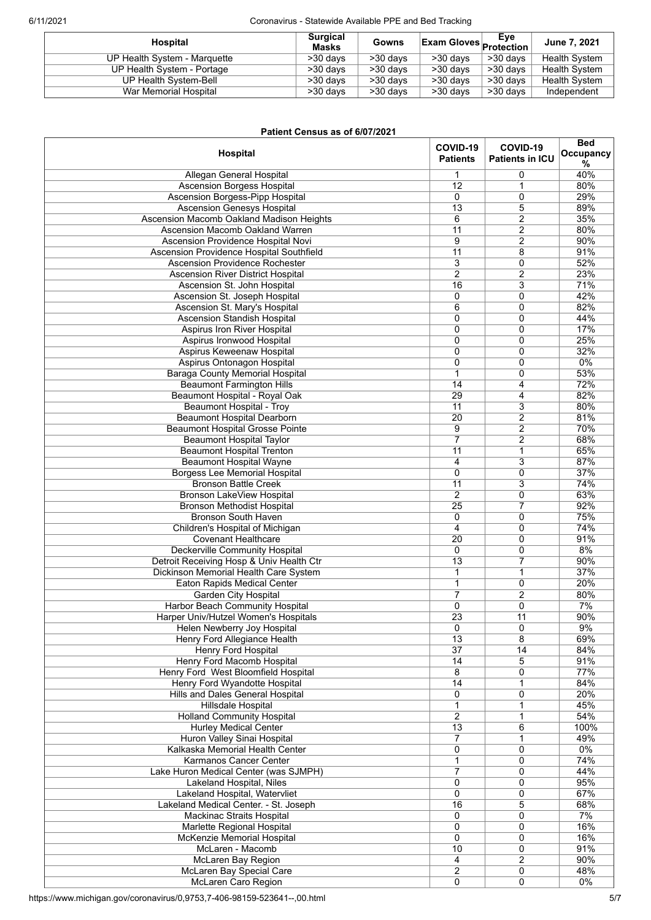| Hospital | Surgical Masks | Gowns | Exam Gloves | Eye Protection | June 7, 2021 |
|---|---|---|---|---|---|
| UP Health System - Marquette | >30 days | >30 days | >30 days | >30 days | Health System |
| UP Health System - Portage | >30 days | >30 days | >30 days | >30 days | Health System |
| UP Health System-Bell | >30 days | >30 days | >30 days | >30 days | Health System |
| War Memorial Hospital | >30 days | >30 days | >30 days | >30 days | Independent |

**Patient Census as of 6/07/2021**

| Hospital | COVID-19 Patients | COVID-19 Patients in ICU | Bed Occupancy % |
|---|---|---|---|
| Allegan General Hospital | 1 | 0 | 40% |
| Ascension Borgess Hospital | 12 | 1 | 80% |
| Ascension Borgess-Pipp Hospital | 0 | 0 | 29% |
| Ascension Genesys Hospital | 13 | 5 | 89% |
| Ascension Macomb Oakland Madison Heights | 6 | 2 | 35% |
| Ascension Macomb Oakland Warren | 11 | 2 | 80% |
| Ascension Providence Hospital Novi | 9 | 2 | 90% |
| Ascension Providence Hospital Southfield | 11 | 8 | 91% |
| Ascension Providence Rochester | 3 | 0 | 52% |
| Ascension River District Hospital | 2 | 2 | 23% |
| Ascension St. John Hospital | 16 | 3 | 71% |
| Ascension St. Joseph Hospital | 0 | 0 | 42% |
| Ascension St. Mary's Hospital | 6 | 0 | 82% |
| Ascension Standish Hospital | 0 | 0 | 44% |
| Aspirus Iron River Hospital | 0 | 0 | 17% |
| Aspirus Ironwood Hospital | 0 | 0 | 25% |
| Aspirus Keweenaw Hospital | 0 | 0 | 32% |
| Aspirus Ontonagon Hospital | 0 | 0 | 0% |
| Baraga County Memorial Hospital | 1 | 0 | 53% |
| Beaumont Farmington Hills | 14 | 4 | 72% |
| Beaumont Hospital - Royal Oak | 29 | 4 | 82% |
| Beaumont Hospital - Troy | 11 | 3 | 80% |
| Beaumont Hospital Dearborn | 20 | 2 | 81% |
| Beaumont Hospital Grosse Pointe | 9 | 2 | 70% |
| Beaumont Hospital Taylor | 7 | 2 | 68% |
| Beaumont Hospital Trenton | 11 | 1 | 65% |
| Beaumont Hospital Wayne | 4 | 3 | 87% |
| Borgess Lee Memorial Hospital | 0 | 0 | 37% |
| Bronson Battle Creek | 11 | 3 | 74% |
| Bronson LakeView Hospital | 2 | 0 | 63% |
| Bronson Methodist Hospital | 25 | 7 | 92% |
| Bronson South Haven | 0 | 0 | 75% |
| Children's Hospital of Michigan | 4 | 0 | 74% |
| Covenant Healthcare | 20 | 0 | 91% |
| Deckerville Community Hospital | 0 | 0 | 8% |
| Detroit Receiving Hosp & Univ Health Ctr | 13 | 7 | 90% |
| Dickinson Memorial Health Care System | 1 | 1 | 37% |
| Eaton Rapids Medical Center | 1 | 0 | 20% |
| Garden City Hospital | 7 | 2 | 80% |
| Harbor Beach Community Hospital | 0 | 0 | 7% |
| Harper Univ/Hutzel Women's Hospitals | 23 | 11 | 90% |
| Helen Newberry Joy Hospital | 0 | 0 | 9% |
| Henry Ford Allegiance Health | 13 | 8 | 69% |
| Henry Ford Hospital | 37 | 14 | 84% |
| Henry Ford Macomb Hospital | 14 | 5 | 91% |
| Henry Ford West Bloomfield Hospital | 8 | 0 | 77% |
| Henry Ford Wyandotte Hospital | 14 | 1 | 84% |
| Hills and Dales General Hospital | 0 | 0 | 20% |
| Hillsdale Hospital | 1 | 1 | 45% |
| Holland Community Hospital | 2 | 1 | 54% |
| Hurley Medical Center | 13 | 6 | 100% |
| Huron Valley Sinai Hospital | 7 | 1 | 49% |
| Kalkaska Memorial Health Center | 0 | 0 | 0% |
| Karmanos Cancer Center | 1 | 0 | 74% |
| Lake Huron Medical Center (was SJMPH) | 7 | 0 | 44% |
| Lakeland Hospital, Niles | 0 | 0 | 95% |
| Lakeland Hospital, Watervliet | 0 | 0 | 67% |
| Lakeland Medical Center. - St. Joseph | 16 | 5 | 68% |
| Mackinac Straits Hospital | 0 | 0 | 7% |
| Marlette Regional Hospital | 0 | 0 | 16% |
| McKenzie Memorial Hospital | 0 | 0 | 16% |
| McLaren - Macomb | 10 | 0 | 91% |
| McLaren Bay Region | 4 | 2 | 90% |
| McLaren Bay Special Care | 2 | 0 | 48% |
| McLaren Caro Region | 0 | 0 | 0% |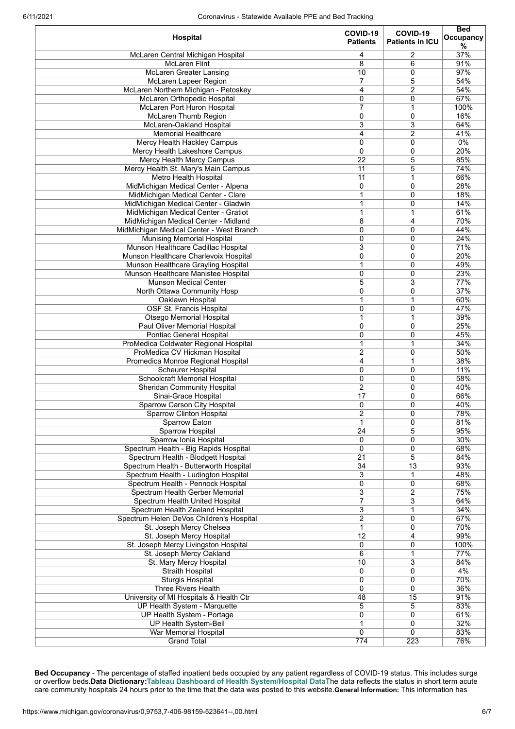| Hospital | COVID-19 Patients | COVID-19 Patients in ICU | Bed Occupancy % |
|---|---|---|---|
| McLaren Central Michigan Hospital | 4 | 2 | 37% |
| McLaren Flint | 8 | 6 | 91% |
| McLaren Greater Lansing | 10 | 0 | 97% |
| McLaren Lapeer Region | 7 | 5 | 54% |
| McLaren Northern Michigan - Petoskey | 4 | 2 | 54% |
| McLaren Orthopedic Hospital | 0 | 0 | 67% |
| McLaren Port Huron Hospital | 7 | 1 | 100% |
| McLaren Thumb Region | 0 | 0 | 16% |
| McLaren-Oakland Hospital | 3 | 3 | 64% |
| Memorial Healthcare | 4 | 2 | 41% |
| Mercy Health Hackley Campus | 0 | 0 | 0% |
| Mercy Health Lakeshore Campus | 0 | 0 | 20% |
| Mercy Health Mercy Campus | 22 | 5 | 85% |
| Mercy Health St. Mary's Main Campus | 11 | 5 | 74% |
| Metro Health Hospital | 11 | 1 | 66% |
| MidMichigan Medical Center - Alpena | 0 | 0 | 28% |
| MidMichigan Medical Center - Clare | 1 | 0 | 18% |
| MidMichigan Medical Center - Gladwin | 1 | 0 | 14% |
| MidMichigan Medical Center - Gratiot | 1 | 1 | 61% |
| MidMichigan Medical Center - Midland | 8 | 4 | 70% |
| MidMichigan Medical Center - West Branch | 0 | 0 | 44% |
| Munising Memorial Hospital | 0 | 0 | 24% |
| Munson Healthcare Cadillac Hospital | 3 | 0 | 71% |
| Munson Healthcare Charlevoix Hospital | 0 | 0 | 20% |
| Munson Healthcare Grayling Hospital | 1 | 0 | 49% |
| Munson Healthcare Manistee Hospital | 0 | 0 | 23% |
| Munson Medical Center | 5 | 3 | 77% |
| North Ottawa Community Hosp | 0 | 0 | 37% |
| Oaklawn Hospital | 1 | 1 | 60% |
| OSF St. Francis Hospital | 0 | 0 | 47% |
| Otsego Memorial Hospital | 1 | 1 | 39% |
| Paul Oliver Memorial Hospital | 0 | 0 | 25% |
| Pontiac General Hospital | 0 | 0 | 45% |
| ProMedica Coldwater Regional Hospital | 1 | 1 | 34% |
| ProMedica CV Hickman Hospital | 2 | 0 | 50% |
| Promedica Monroe Regional Hospital | 4 | 1 | 38% |
| Scheurer Hospital | 0 | 0 | 11% |
| Schoolcraft Memorial Hospital | 0 | 0 | 58% |
| Sheridan Community Hospital | 2 | 0 | 40% |
| Sinai-Grace Hospital | 17 | 0 | 66% |
| Sparrow Carson City Hospital | 0 | 0 | 40% |
| Sparrow Clinton Hospital | 2 | 0 | 78% |
| Sparrow Eaton | 1 | 0 | 81% |
| Sparrow Hospital | 24 | 5 | 95% |
| Sparrow Ionia Hospital | 0 | 0 | 30% |
| Spectrum Health - Big Rapids Hospital | 0 | 0 | 68% |
| Spectrum Health - Blodgett Hospital | 21 | 5 | 84% |
| Spectrum Health - Butterworth Hospital | 34 | 13 | 93% |
| Spectrum Health - Ludington Hospital | 3 | 1 | 48% |
| Spectrum Health - Pennock Hospital | 0 | 0 | 68% |
| Spectrum Health Gerber Memorial | 3 | 2 | 75% |
| Spectrum Health United Hospital | 7 | 3 | 64% |
| Spectrum Health Zeeland Hospital | 3 | 1 | 34% |
| Spectrum Helen DeVos Children's Hospital | 2 | 0 | 67% |
| St. Joseph Mercy Chelsea | 1 | 0 | 70% |
| St. Joseph Mercy Hospital | 12 | 4 | 99% |
| St. Joseph Mercy Livingston Hospital | 0 | 0 | 100% |
| St. Joseph Mercy Oakland | 6 | 1 | 77% |
| St. Mary Mercy Hospital | 10 | 3 | 84% |
| Straith Hospital | 0 | 0 | 4% |
| Sturgis Hospital | 0 | 0 | 70% |
| Three Rivers Health | 0 | 0 | 36% |
| University of MI Hospitals & Health Ctr | 48 | 15 | 91% |
| UP Health System - Marquette | 5 | 5 | 83% |
| UP Health System - Portage | 0 | 0 | 61% |
| UP Health System-Bell | 1 | 0 | 32% |
| War Memorial Hospital | 0 | 0 | 83% |
| Grand Total | 774 | 223 | 76% |

**Bed Occupancy** - The percentage of staffed inpatient beds occupied by any patient regardless of COVID-19 status. This includes surge or overflow beds.**Data Dictionary:Tableau Dashboard of Health System/Hospital Data**The data reflects the status in short term acute care community hospitals 24 hours prior to the time that the data was posted to this website.**General Information:** This information has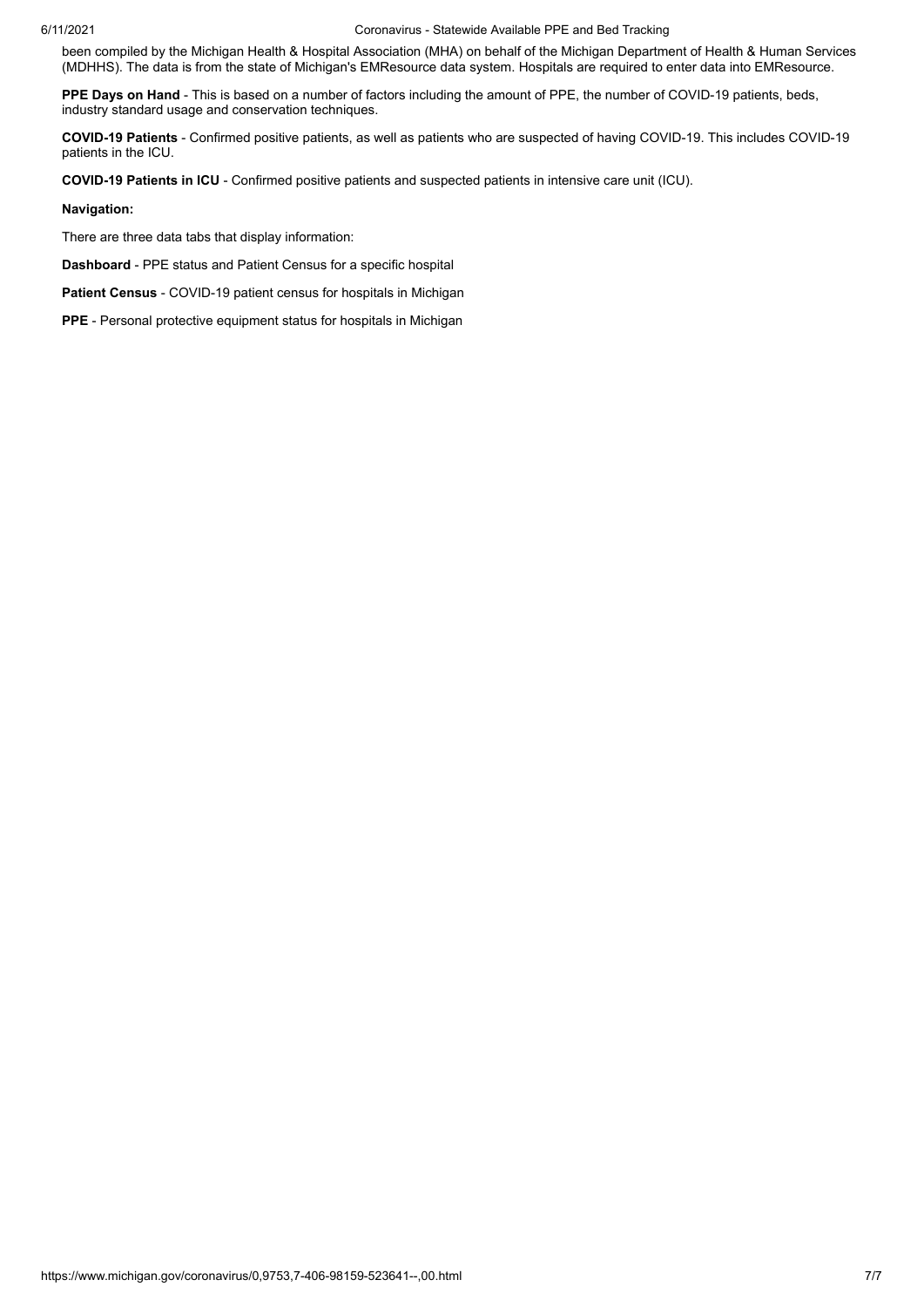been compiled by the Michigan Health & Hospital Association (MHA) on behalf of the Michigan Department of Health & Human Services (MDHHS). The data is from the state of Michigan's EMResource data system. Hospitals are required to enter data into EMResource.

**PPE Days on Hand** - This is based on a number of factors including the amount of PPE, the number of COVID-19 patients, beds, industry standard usage and conservation techniques.

**COVID-19 Patients** - Confirmed positive patients, as well as patients who are suspected of having COVID-19. This includes COVID-19 patients in the ICU.

**COVID-19 Patients in ICU** - Confirmed positive patients and suspected patients in intensive care unit (ICU).

**Navigation:**

There are three data tabs that display information:

**Dashboard** - PPE status and Patient Census for a specific hospital

**Patient Census** - COVID-19 patient census for hospitals in Michigan

**PPE** - Personal protective equipment status for hospitals in Michigan